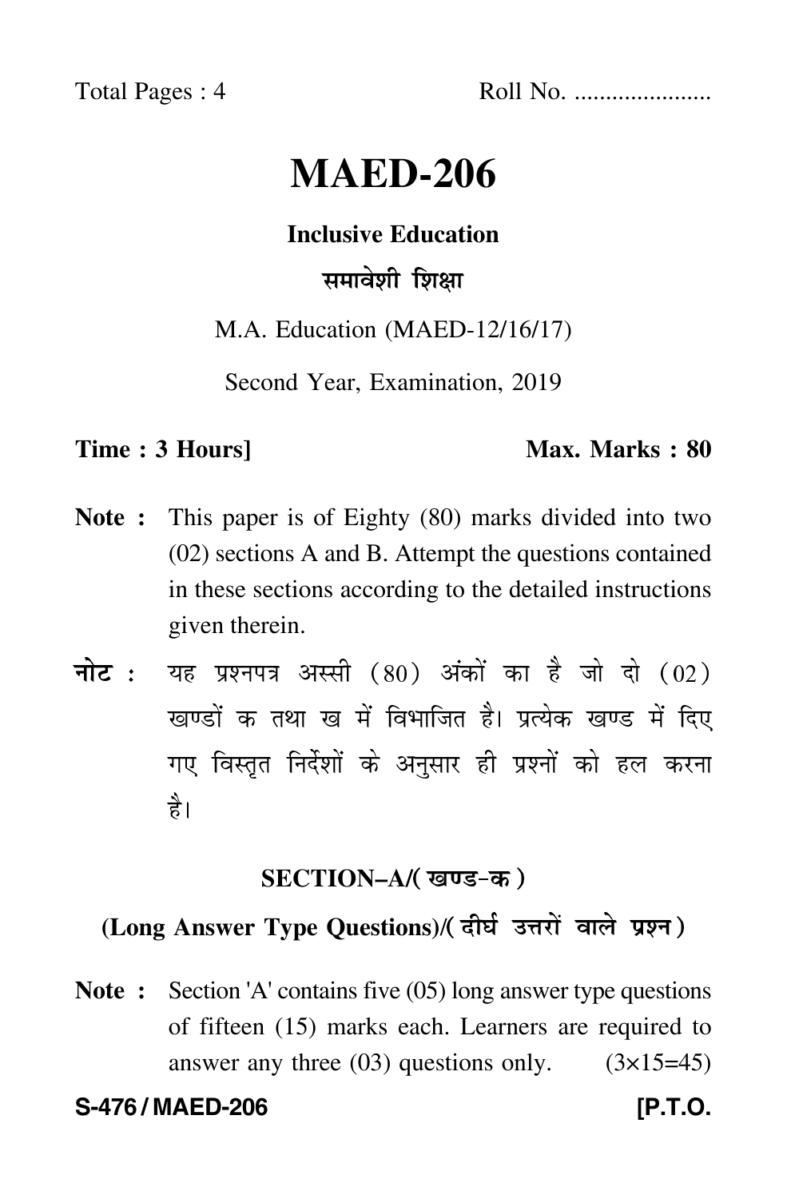Total Pages : 4 Roll No. .....................

# MAED-206

## Inclusive Education

## समावेशी शिक्षा

M.A. Education (MAED-12/16/17)

Second Year, Examination, 2019

**Time : 3 Hours]** **Max. Marks : 80**

**Note :** This paper is of Eighty (80) marks divided into two (02) sections A and B. Attempt the questions contained in these sections according to the detailed instructions given therein.

**नोट :** यह प्रश्नपत्र अस्सी (80) अंकों का है जो दो (02) खण्डों क तथा ख में विभाजित है। प्रत्येक खण्ड में दिए गए विस्तृत निर्देशों के अनुसार ही प्रश्नों को हल करना है।

### SECTION–A/(खण्ड-क)

### (Long Answer Type Questions)/(दीर्घ उत्तरों वाले प्रश्न)

**Note :** Section 'A' contains five (05) long answer type questions of fifteen (15) marks each. Learners are required to answer any three (03) questions only. (3×15=45)

**S-476 / MAED-206** **[P.T.O.**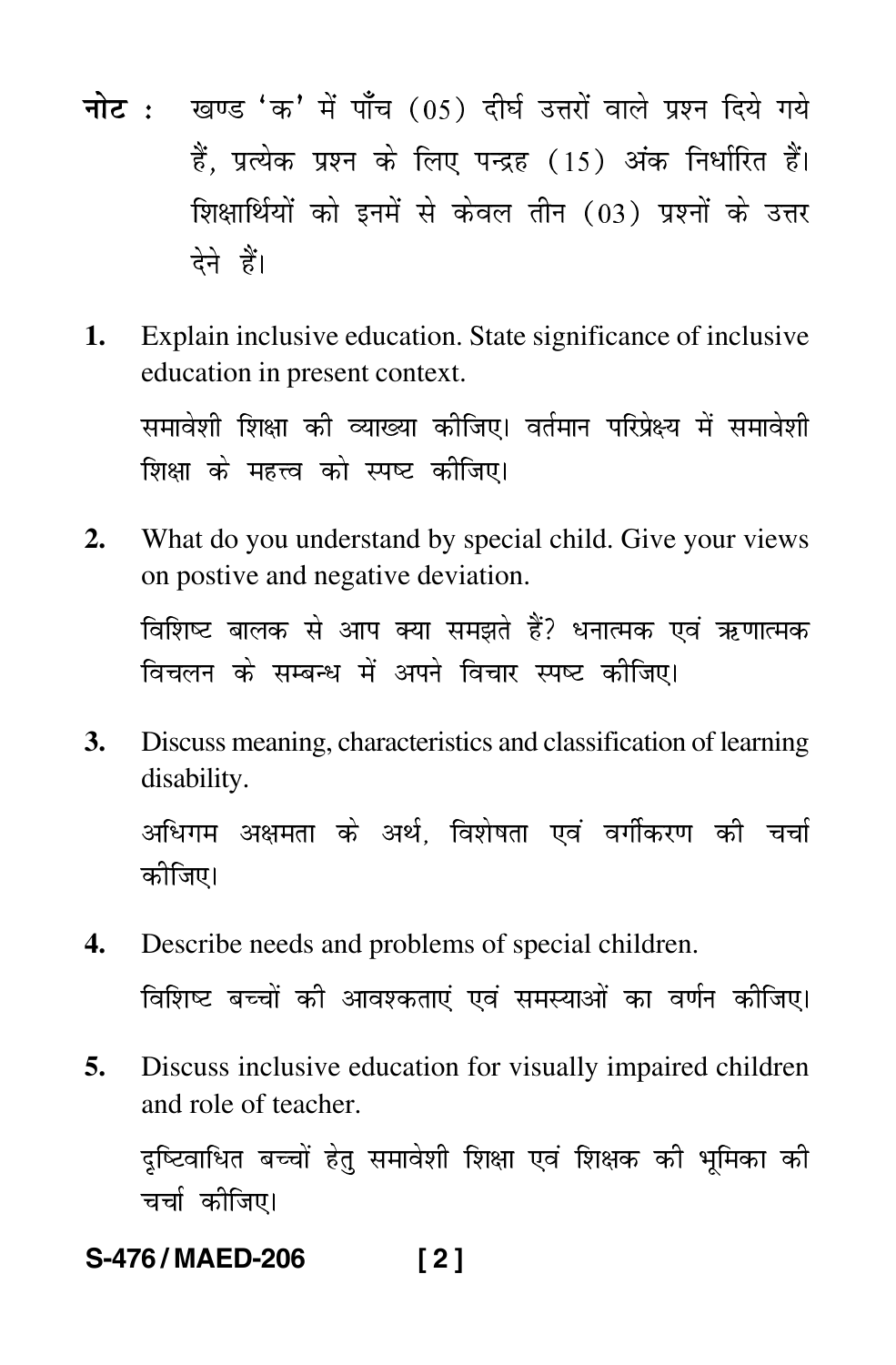**नोट :** खण्ड 'क' में पाँच (05) दीर्घ उत्तरों वाले प्रश्न दिये गये हैं, प्रत्येक प्रश्न के लिए पन्द्रह (15) अंक निर्धारित हैं। शिक्षार्थियों को इनमें से केवल तीन (03) प्रश्नों के उत्तर देने हैं।

1. Explain inclusive education. State significance of inclusive education in present context.

   समावेशी शिक्षा की व्याख्या कीजिए। वर्तमान परिप्रेक्ष्य में समावेशी शिक्षा के महत्त्व को स्पष्ट कीजिए।

2. What do you understand by special child. Give your views on postive and negative deviation.

   विशिष्ट बालक से आप क्या समझते हैं? धनात्मक एवं ऋणात्मक विचलन के सम्बन्ध में अपने विचार स्पष्ट कीजिए।

3. Discuss meaning, characteristics and classification of learning disability.

   अधिगम अक्षमता के अर्थ, विशेषता एवं वर्गीकरण की चर्चा कीजिए।

4. Describe needs and problems of special children.

   विशिष्ट बच्चों की आवश्कताएं एवं समस्याओं का वर्णन कीजिए।

5. Discuss inclusive education for visually impaired children and role of teacher.

   दृष्टिवाधित बच्चों हेतु समावेशी शिक्षा एवं शिक्षक की भूमिका की चर्चा कीजिए।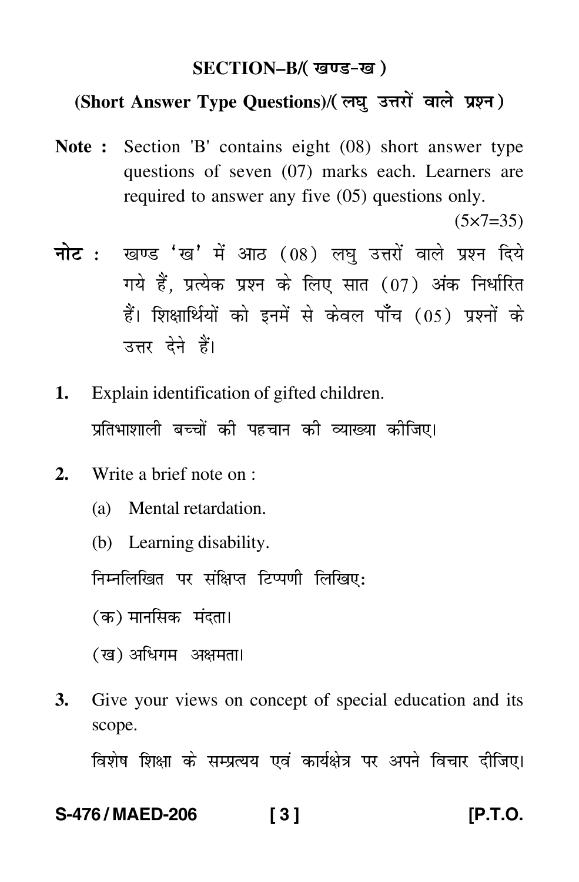## SECTION–B/( खण्ड-ख )

### (Short Answer Type Questions)/( लघु उत्तरों वाले प्रश्न )

**Note :** Section 'B' contains eight (08) short answer type questions of seven (07) marks each. Learners are required to answer any five (05) questions only.

(5×7=35)

**नोट :** खण्ड 'ख' में आठ (08) लघु उत्तरों वाले प्रश्न दिये गये हैं, प्रत्येक प्रश्न के लिए सात (07) अंक निर्धारित हैं। शिक्षार्थियों को इनमें से केवल पाँच (05) प्रश्नों के उत्तर देने हैं।

**1.** Explain identification of gifted children.

प्रतिभाशाली बच्चों की पहचान की व्याख्या कीजिए।

**2.** Write a brief note on :

(a) Mental retardation.

(b) Learning disability.

निम्नलिखित पर संक्षिप्त टिप्पणी लिखिए:

(क) मानसिक मंदता।

(ख) अधिगम अक्षमता।

**3.** Give your views on concept of special education and its scope.

विशेष शिक्षा के सम्प्रत्यय एवं कार्यक्षेत्र पर अपने विचार दीजिए।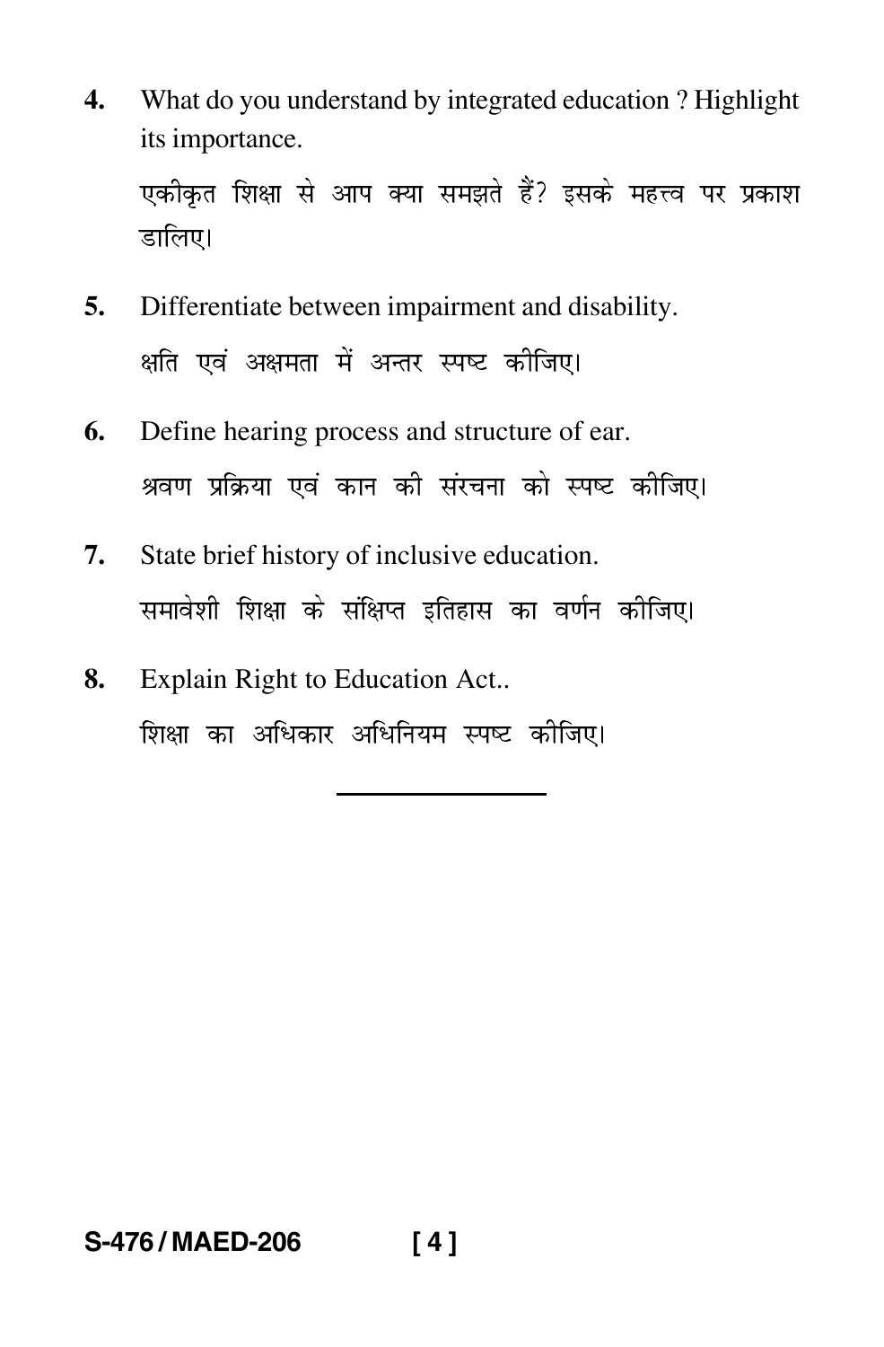4. What do you understand by integrated education ? Highlight its importance.

   एकीकृत शिक्षा से आप क्या समझते हैं? इसके महत्त्व पर प्रकाश डालिए।

5. Differentiate between impairment and disability.

   क्षति एवं अक्षमता में अन्तर स्पष्ट कीजिए।

6. Define hearing process and structure of ear.

   श्रवण प्रक्रिया एवं कान की संरचना को स्पष्ट कीजिए।

7. State brief history of inclusive education.

   समावेशी शिक्षा के संक्षिप्त इतिहास का वर्णन कीजिए।

8. Explain Right to Education Act..

   शिक्षा का अधिकार अधिनियम स्पष्ट कीजिए।

---